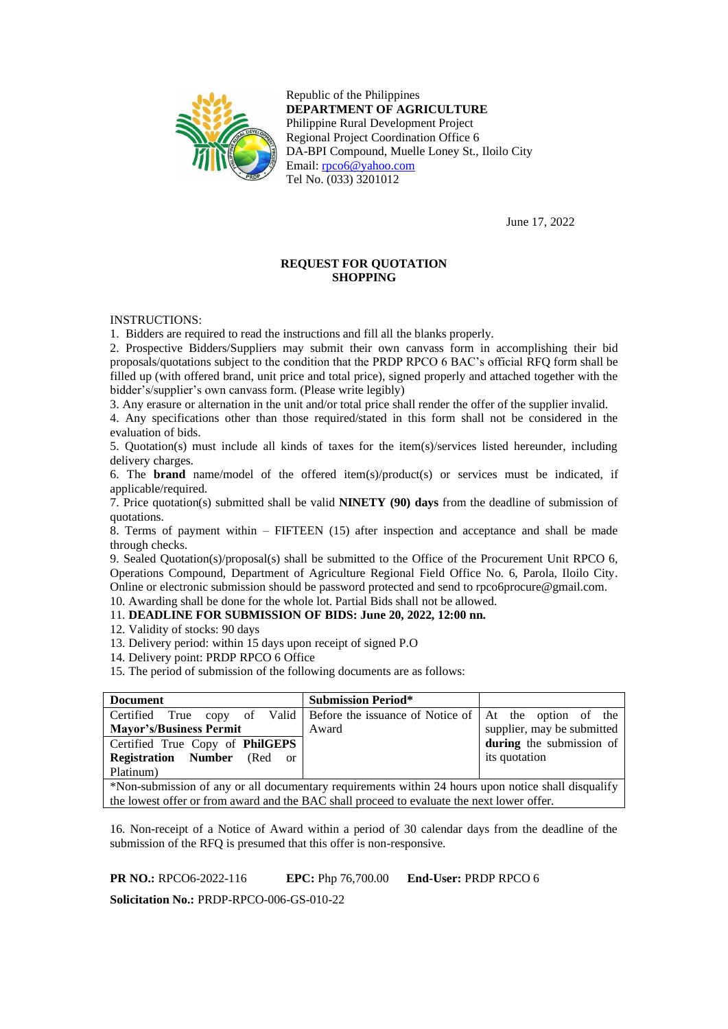Republic of the Philippines
**DEPARTMENT OF AGRICULTURE**
Philippine Rural Development Project
Regional Project Coordination Office 6
DA-BPI Compound, Muelle Loney St., Iloilo City
Email: rpco6@yahoo.com
Tel No. (033) 3201012

June 17, 2022

**REQUEST FOR QUOTATION**
**SHOPPING**

INSTRUCTIONS:

1. Bidders are required to read the instructions and fill all the blanks properly.
2. Prospective Bidders/Suppliers may submit their own canvass form in accomplishing their bid proposals/quotations subject to the condition that the PRDP RPCO 6 BAC's official RFQ form shall be filled up (with offered brand, unit price and total price), signed properly and attached together with the bidder's/supplier's own canvass form. (Please write legibly)
3. Any erasure or alternation in the unit and/or total price shall render the offer of the supplier invalid.
4. Any specifications other than those required/stated in this form shall not be considered in the evaluation of bids.
5. Quotation(s) must include all kinds of taxes for the item(s)/services listed hereunder, including delivery charges.
6. The **brand** name/model of the offered item(s)/product(s) or services must be indicated, if applicable/required.
7. Price quotation(s) submitted shall be valid **NINETY (90) days** from the deadline of submission of quotations.
8. Terms of payment within – FIFTEEN (15) after inspection and acceptance and shall be made through checks.
9. Sealed Quotation(s)/proposal(s) shall be submitted to the Office of the Procurement Unit RPCO 6, Operations Compound, Department of Agriculture Regional Field Office No. 6, Parola, Iloilo City. Online or electronic submission should be password protected and send to rpco6procure@gmail.com.
10. Awarding shall be done for the whole lot. Partial Bids shall not be allowed.
11. **DEADLINE FOR SUBMISSION OF BIDS: June 20, 2022, 12:00 nn.**
12. Validity of stocks: 90 days
13. Delivery period: within 15 days upon receipt of signed P.O
14. Delivery point: PRDP RPCO 6 Office
15. The period of submission of the following documents are as follows:

| Document | Submission Period* | |
|---|---|---|
| Certified True copy of Valid **Mayor's/Business Permit** | Before the issuance of Notice of Award | At the option of the supplier, may be submitted **during** the submission of its quotation |
| Certified True Copy of **PhilGEPS Registration Number** (Red or Platinum) | | |
| *Non-submission of any or all documentary requirements within 24 hours upon notice shall disqualify the lowest offer or from award and the BAC shall proceed to evaluate the next lower offer. | | |

16. Non-receipt of a Notice of Award within a period of 30 calendar days from the deadline of the submission of the RFQ is presumed that this offer is non-responsive.

**PR NO.:** RPCO6-2022-116 **EPC:** Php 76,700.00 **End-User:** PRDP RPCO 6

**Solicitation No.:** PRDP-RPCO-006-GS-010-22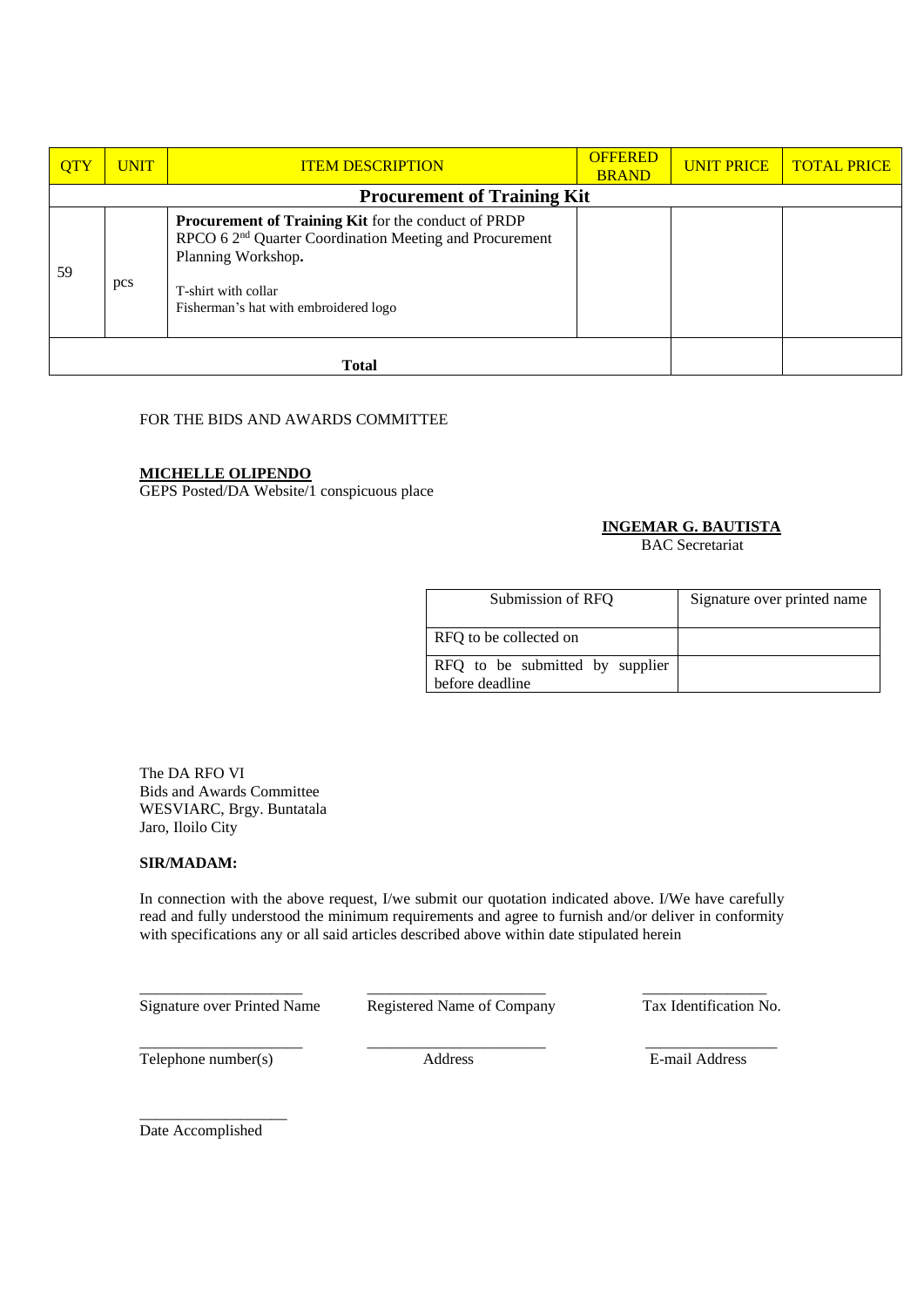| QTY | UNIT | ITEM DESCRIPTION | OFFERED BRAND | UNIT PRICE | TOTAL PRICE |
|---|---|---|---|---|---|
| **Procurement of Training Kit** | | | | | |
| 59 | pcs | **Procurement of Training Kit** for the conduct of PRDP RPCO 6 2nd Quarter Coordination Meeting and Procurement Planning Workshop**.**<br><br>T-shirt with collar<br>Fisherman's hat with embroidered logo | | | |
| **Total** | | | | | |

FOR THE BIDS AND AWARDS COMMITTEE

**MICHELLE OLIPENDO**
GEPS Posted/DA Website/1 conspicuous place

**INGEMAR G. BAUTISTA**
BAC Secretariat

| Submission of RFQ | Signature over printed name |
|---|---|
| RFQ to be collected on | |
| RFQ to be submitted by supplier before deadline | |

The DA RFO VI
Bids and Awards Committee
WESVIARC, Brgy. Buntatala
Jaro, Iloilo City

**SIR/MADAM:**

In connection with the above request, I/we submit our quotation indicated above. I/We have carefully read and fully understood the minimum requirements and agree to furnish and/or deliver in conformity with specifications any or all said articles described above within date stipulated herein

\_\_\_\_\_\_\_\_\_\_\_\_\_\_\_\_\_\_\_\_\_ Signature over Printed Name

\_\_\_\_\_\_\_\_\_\_\_\_\_\_\_\_\_\_\_\_\_ Registered Name of Company

\_\_\_\_\_\_\_\_\_\_\_\_\_\_\_\_\_\_\_\_\_ Tax Identification No.

\_\_\_\_\_\_\_\_\_\_\_\_\_\_\_\_\_\_\_\_\_ Telephone number(s)

\_\_\_\_\_\_\_\_\_\_\_\_\_\_\_\_\_\_\_\_\_ Address

\_\_\_\_\_\_\_\_\_\_\_\_\_\_\_\_\_\_\_\_\_ E-mail Address

\_\_\_\_\_\_\_\_\_\_\_\_\_\_\_\_\_\_\_\_\_ Date Accomplished